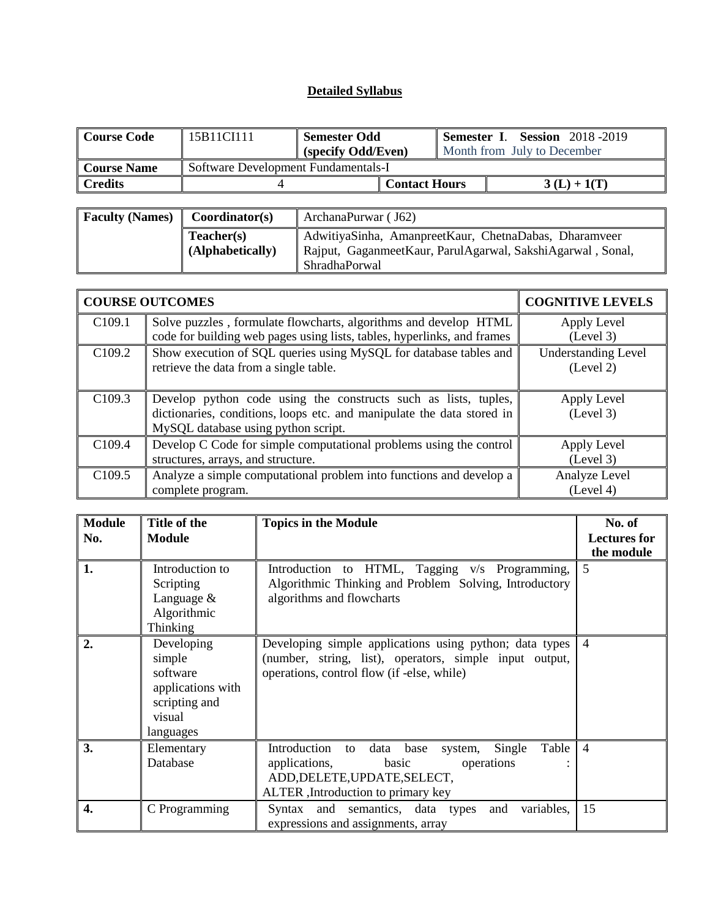**Detailed Syllabus**

| Course Code | 15B11CI111 | Semester Odd (specify Odd/Even) | | Semester I. Session 2018 -2019 Month from July to December |
|---|---|---|---|---|
| **Course Name** | Software Development Fundamentals-I | | | |
| **Credits** | 4 | | **Contact Hours** | **3 (L) + 1(T)** |

| Faculty (Names) | Coordinator(s) | ArchanaPurwar ( J62) |
|---|---|---|
| | **Teacher(s) (Alphabetically)** | AdwitiyaSinha, AmanpreetKaur, ChetnaDabas, Dharamveer Rajput, GaganmeetKaur, ParulAgarwal, SakshiAgarwal , Sonal, ShradhaPorwal |

| COURSE OUTCOMES | | COGNITIVE LEVELS |
|---|---|---|
| C109.1 | Solve puzzles , formulate flowcharts, algorithms and develop HTML code for building web pages using lists, tables, hyperlinks, and frames | Apply Level (Level 3) |
| C109.2 | Show execution of SQL queries using MySQL for database tables and retrieve the data from a single table. | Understanding Level (Level 2) |
| C109.3 | Develop python code using the constructs such as lists, tuples, dictionaries, conditions, loops etc. and manipulate the data stored in MySQL database using python script. | Apply Level (Level 3) |
| C109.4 | Develop C Code for simple computational problems using the control structures, arrays, and structure. | Apply Level (Level 3) |
| C109.5 | Analyze a simple computational problem into functions and develop a complete program. | Analyze Level (Level 4) |

| Module No. | Title of the Module | Topics in the Module | No. of Lectures for the module |
|---|---|---|---|
| **1.** | Introduction to Scripting Language & Algorithmic Thinking | Introduction to HTML, Tagging v/s Programming, Algorithmic Thinking and Problem Solving, Introductory algorithms and flowcharts | 5 |
| **2.** | Developing simple software applications with scripting and visual languages | Developing simple applications using python; data types (number, string, list), operators, simple input output, operations, control flow (if -else, while) | 4 |
| **3.** | Elementary Database | Introduction to data base system, Single Table applications, basic operations : ADD,DELETE,UPDATE,SELECT, ALTER ,Introduction to primary key | 4 |
| **4.** | C Programming | Syntax and semantics, data types and variables, expressions and assignments, array | 15 |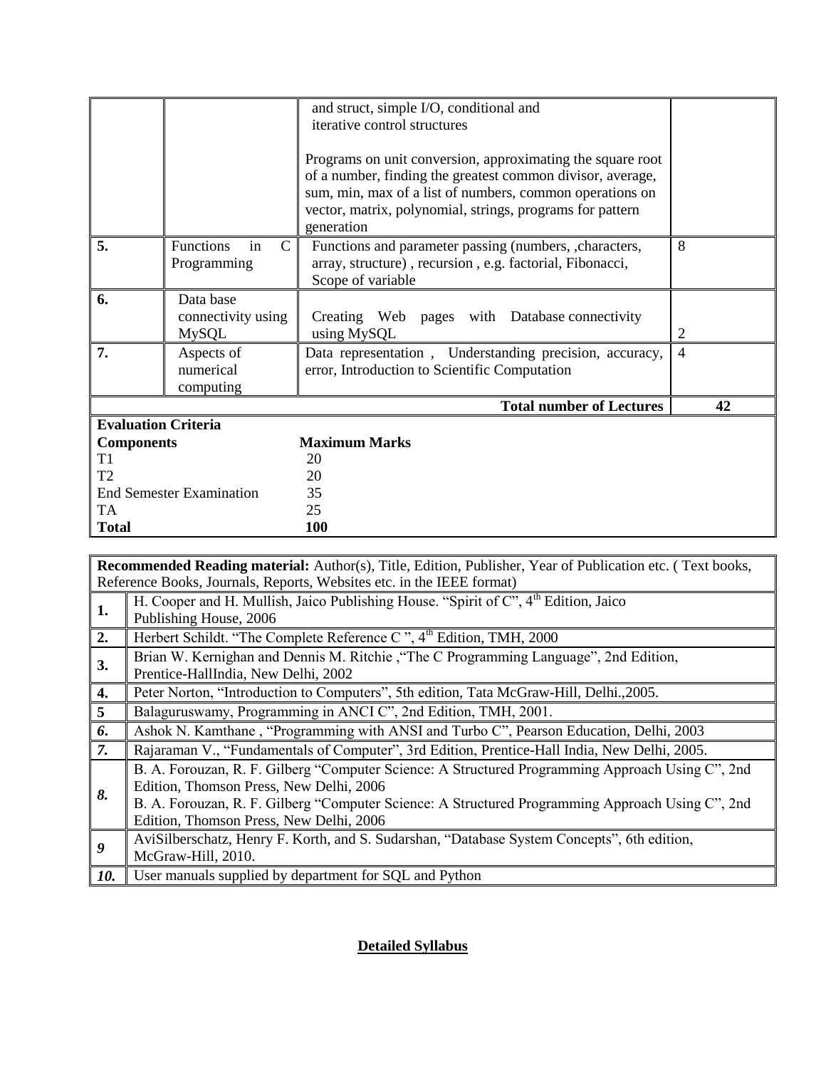| | | | |
|---|---|---|---|
| | | and struct, simple I/O, conditional and iterative control structures<br><br>Programs on unit conversion, approximating the square root of a number, finding the greatest common divisor, average, sum, min, max of a list of numbers, common operations on vector, matrix, polynomial, strings, programs for pattern generation | |
| **5.** | Functions in C Programming | Functions and parameter passing (numbers, ,characters, array, structure) , recursion , e.g. factorial, Fibonacci, Scope of variable | 8 |
| **6.** | Data base connectivity using MySQL | Creating Web pages with Database connectivity using MySQL | 2 |
| **7.** | Aspects of numerical computing | Data representation , Understanding precision, accuracy, error, Introduction to Scientific Computation | 4 |
| | | **Total number of Lectures** | **42** |

**Evaluation Criteria**

| **Components** | **Maximum Marks** |
|---|---|
| T1 | 20 |
| T2 | 20 |
| End Semester Examination | 35 |
| TA | 25 |
| **Total** | **100** |

**Recommended Reading material:** Author(s), Title, Edition, Publisher, Year of Publication etc. ( Text books, Reference Books, Journals, Reports, Websites etc. in the IEEE format)

| | |
|---|---|
| **1.** | H. Cooper and H. Mullish, Jaico Publishing House. "Spirit of C", 4th Edition, Jaico Publishing House, 2006 |
| **2.** | Herbert Schildt. "The Complete Reference C ", 4th Edition, TMH, 2000 |
| **3.** | Brian W. Kernighan and Dennis M. Ritchie ,"The C Programming Language", 2nd Edition, Prentice-HallIndia, New Delhi, 2002 |
| **4.** | Peter Norton, "Introduction to Computers", 5th edition, Tata McGraw-Hill, Delhi.,2005. |
| **5** | Balaguruswamy, Programming in ANCI C", 2nd Edition, TMH, 2001. |
| ***6.*** | Ashok N. Kamthane , "Programming with ANSI and Turbo C", Pearson Education, Delhi, 2003 |
| ***7.*** | Rajaraman V., "Fundamentals of Computer", 3rd Edition, Prentice-Hall India, New Delhi, 2005. |
| ***8.*** | B. A. Forouzan, R. F. Gilberg "Computer Science: A Structured Programming Approach Using C", 2nd Edition, Thomson Press, New Delhi, 2006<br>B. A. Forouzan, R. F. Gilberg "Computer Science: A Structured Programming Approach Using C", 2nd Edition, Thomson Press, New Delhi, 2006 |
| ***9*** | AviSilberschatz, Henry F. Korth, and S. Sudarshan, "Database System Concepts", 6th edition, McGraw-Hill, 2010. |
| ***10.*** | User manuals supplied by department for SQL and Python |

**Detailed Syllabus**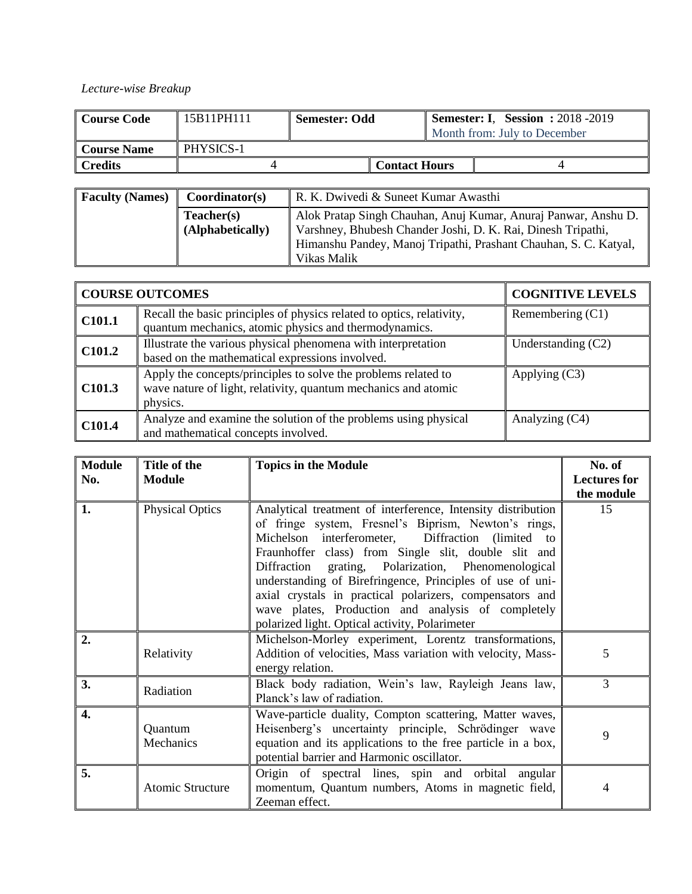*Lecture-wise Breakup*

| Course Code | 15B11PH111 | Semester: Odd | | Semester: I, Session : 2018 -2019<br>Month from: July to December |
|---|---|---|---|---|
| **Course Name** | PHYSICS-1 | | | |
| **Credits** | 4 | | **Contact Hours** | 4 |

| Faculty (Names) | Coordinator(s) | R. K. Dwivedi & Suneet Kumar Awasthi |
|---|---|---|
| | **Teacher(s) (Alphabetically)** | Alok Pratap Singh Chauhan, Anuj Kumar, Anuraj Panwar, Anshu D. Varshney, Bhubesh Chander Joshi, D. K. Rai, Dinesh Tripathi, Himanshu Pandey, Manoj Tripathi, Prashant Chauhan, S. C. Katyal, Vikas Malik |

| COURSE OUTCOMES | | COGNITIVE LEVELS |
|---|---|---|
| **C101.1** | Recall the basic principles of physics related to optics, relativity, quantum mechanics, atomic physics and thermodynamics. | Remembering (C1) |
| **C101.2** | Illustrate the various physical phenomena with interpretation based on the mathematical expressions involved. | Understanding (C2) |
| **C101.3** | Apply the concepts/principles to solve the problems related to wave nature of light, relativity, quantum mechanics and atomic physics. | Applying (C3) |
| **C101.4** | Analyze and examine the solution of the problems using physical and mathematical concepts involved. | Analyzing (C4) |

| Module No. | Title of the Module | Topics in the Module | No. of Lectures for the module |
|---|---|---|---|
| **1.** | Physical Optics | Analytical treatment of interference, Intensity distribution of fringe system, Fresnel's Biprism, Newton's rings, Michelson interferometer, Diffraction (limited to Fraunhoffer class) from Single slit, double slit and Diffraction grating, Polarization, Phenomenological understanding of Birefringence, Principles of use of uni-axial crystals in practical polarizers, compensators and wave plates, Production and analysis of completely polarized light. Optical activity, Polarimeter | 15 |
| **2.** | Relativity | Michelson-Morley experiment, Lorentz transformations, Addition of velocities, Mass variation with velocity, Mass-energy relation. | 5 |
| **3.** | Radiation | Black body radiation, Wein's law, Rayleigh Jeans law, Planck's law of radiation. | 3 |
| **4.** | Quantum Mechanics | Wave-particle duality, Compton scattering, Matter waves, Heisenberg's uncertainty principle, Schrödinger wave equation and its applications to the free particle in a box, potential barrier and Harmonic oscillator. | 9 |
| **5.** | Atomic Structure | Origin of spectral lines, spin and orbital angular momentum, Quantum numbers, Atoms in magnetic field, Zeeman effect. | 4 |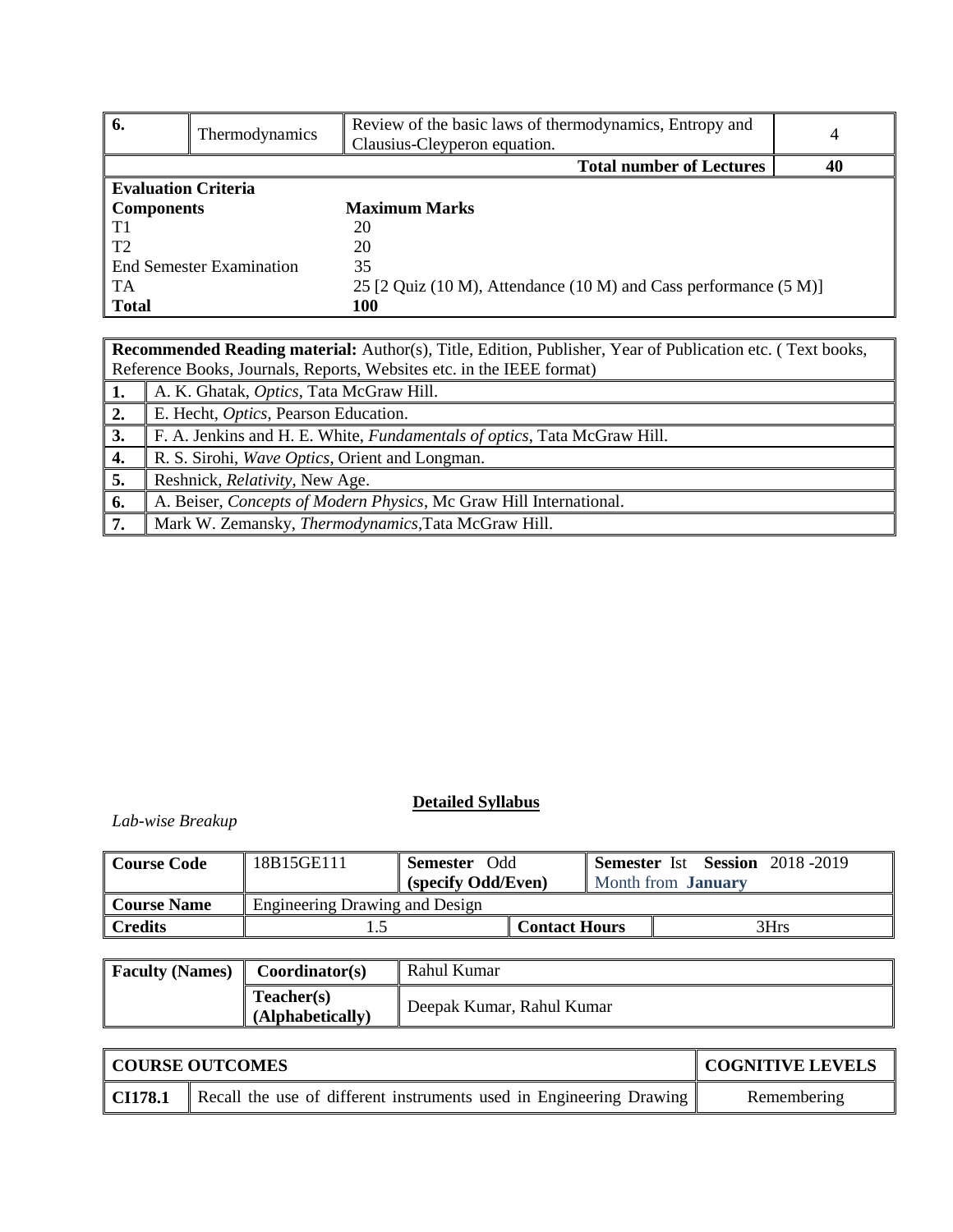| | | | |
|---|---|---|---|
| **6.** | Thermodynamics | Review of the basic laws of thermodynamics, Entropy and Clausius-Cleyperon equation. | 4 |
| | | **Total number of Lectures** | **40** |

| **Evaluation Criteria** | |
|---|---|
| **Components** | **Maximum Marks** |
| T1 | 20 |
| T2 | 20 |
| End Semester Examination | 35 |
| TA | 25 [2 Quiz (10 M), Attendance (10 M) and Cass performance (5 M)] |
| **Total** | **100** |

| **Recommended Reading material:** Author(s), Title, Edition, Publisher, Year of Publication etc. ( Text books, Reference Books, Journals, Reports, Websites etc. in the IEEE format) | |
|---|---|
| **1.** | A. K. Ghatak, *Optics*, Tata McGraw Hill. |
| **2.** | E. Hecht, *Optics*, Pearson Education. |
| **3.** | F. A. Jenkins and H. E. White, *Fundamentals of optics*, Tata McGraw Hill. |
| **4.** | R. S. Sirohi, *Wave Optics*, Orient and Longman. |
| **5.** | Reshnick, *Relativity*, New Age. |
| **6.** | A. Beiser, *Concepts of Modern Physics*, Mc Graw Hill International. |
| **7.** | Mark W. Zemansky, *Thermodynamics*,Tata McGraw Hill. |

## Detailed Syllabus

*Lab-wise Breakup*

| | | | | |
|---|---|---|---|---|
| **Course Code** | 18B15GE111 | **Semester** Odd **(specify Odd/Even)** | | **Semester** Ist **Session** 2018 -2019 Month from **January** |
| **Course Name** | Engineering Drawing and Design | | | |
| **Credits** | 1.5 | | **Contact Hours** | 3Hrs |

| | | |
|---|---|---|
| **Faculty (Names)** | **Coordinator(s)** | Rahul Kumar |
| | **Teacher(s) (Alphabetically)** | Deepak Kumar, Rahul Kumar |

| **COURSE OUTCOMES** | | **COGNITIVE LEVELS** |
|---|---|---|
| **CI178.1** | Recall the use of different instruments used in Engineering Drawing | Remembering |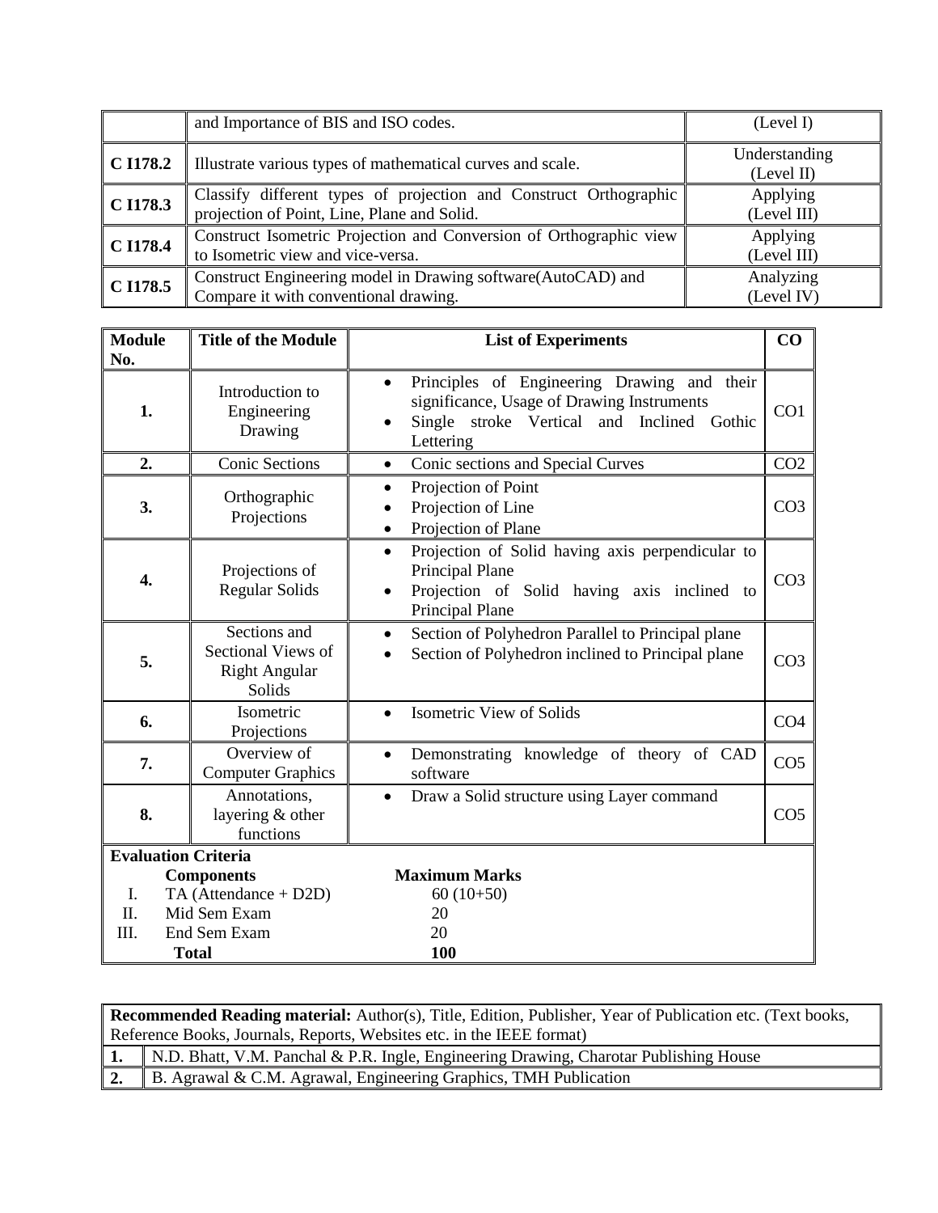| | | |
|---|---|---|
| | and Importance of BIS and ISO codes. | (Level I) |
| **C I178.2** | Illustrate various types of mathematical curves and scale. | Understanding (Level II) |
| **C I178.3** | Classify different types of projection and Construct Orthographic projection of Point, Line, Plane and Solid. | Applying (Level III) |
| **C I178.4** | Construct Isometric Projection and Conversion of Orthographic view to Isometric view and vice-versa. | Applying (Level III) |
| **C I178.5** | Construct Engineering model in Drawing software(AutoCAD) and Compare it with conventional drawing. | Analyzing (Level IV) |

| **Module No.** | **Title of the Module** | **List of Experiments** | **CO** |
|---|---|---|---|
| **1.** | Introduction to Engineering Drawing | • Principles of Engineering Drawing and their significance, Usage of Drawing Instruments<br>• Single stroke Vertical and Inclined Gothic Lettering | CO1 |
| **2.** | Conic Sections | • Conic sections and Special Curves | CO2 |
| **3.** | Orthographic Projections | • Projection of Point<br>• Projection of Line<br>• Projection of Plane | CO3 |
| **4.** | Projections of Regular Solids | • Projection of Solid having axis perpendicular to Principal Plane<br>• Projection of Solid having axis inclined to Principal Plane | CO3 |
| **5.** | Sections and Sectional Views of Right Angular Solids | • Section of Polyhedron Parallel to Principal plane<br>• Section of Polyhedron inclined to Principal plane | CO3 |
| **6.** | Isometric Projections | • Isometric View of Solids | CO4 |
| **7.** | Overview of Computer Graphics | • Demonstrating knowledge of theory of CAD software | CO5 |
| **8.** | Annotations, layering & other functions | • Draw a Solid structure using Layer command | CO5 |

**Evaluation Criteria**

| | **Components** | **Maximum Marks** |
|---|---|---|
| I. | TA (Attendance + D2D) | 60 (10+50) |
| II. | Mid Sem Exam | 20 |
| III. | End Sem Exam | 20 |
| | **Total** | **100** |

**Recommended Reading material:** Author(s), Title, Edition, Publisher, Year of Publication etc. (Text books, Reference Books, Journals, Reports, Websites etc. in the IEEE format)

| | |
|---|---|
| **1.** | N.D. Bhatt, V.M. Panchal & P.R. Ingle, Engineering Drawing, Charotar Publishing House |
| **2.** | B. Agrawal & C.M. Agrawal, Engineering Graphics, TMH Publication |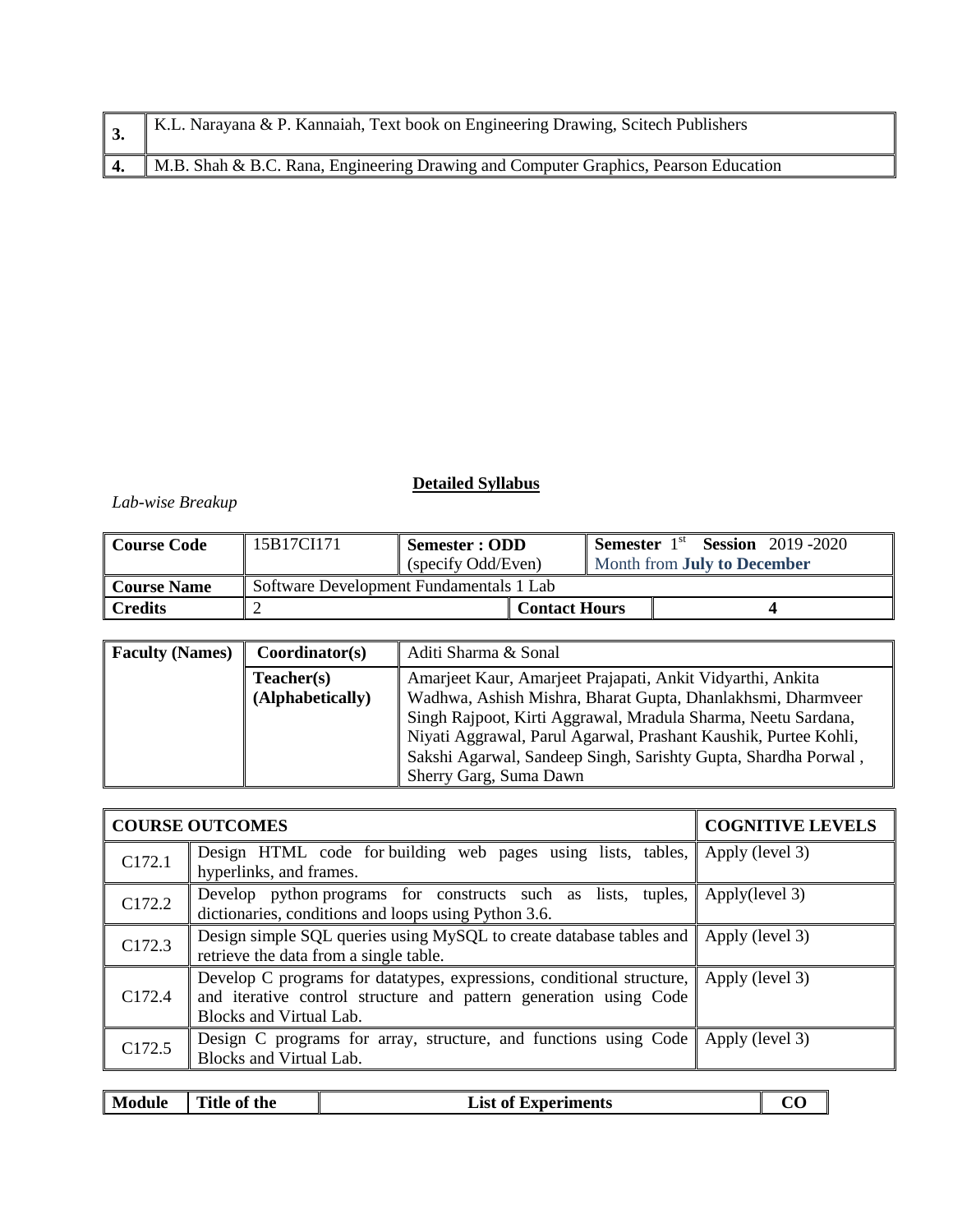| | |
|---|---|
| 3. | K.L. Narayana & P. Kannaiah, Text book on Engineering Drawing, Scitech Publishers |
| 4. | M.B. Shah & B.C. Rana, Engineering Drawing and Computer Graphics, Pearson Education |

## Detailed Syllabus

*Lab-wise Breakup*

| Course Code | 15B17CI171 | Semester : ODD (specify Odd/Even) | | Semester 1st Session 2019 -2020 Month from **July to December** |
|---|---|---|---|---|
| **Course Name** | Software Development Fundamentals 1 Lab | | | |
| **Credits** | 2 | | **Contact Hours** | **4** |

| Faculty (Names) | Coordinator(s) | Aditi Sharma & Sonal |
|---|---|---|
| | **Teacher(s) (Alphabetically)** | Amarjeet Kaur, Amarjeet Prajapati, Ankit Vidyarthi, Ankita Wadhwa, Ashish Mishra, Bharat Gupta, Dhanlakhsmi, Dharmveer Singh Rajpoot, Kirti Aggrawal, Mradula Sharma, Neetu Sardana, Niyati Aggrawal, Parul Agarwal, Prashant Kaushik, Purtee Kohli, Sakshi Agarwal, Sandeep Singh, Sarishty Gupta, Shardha Porwal , Sherry Garg, Suma Dawn |

| COURSE OUTCOMES | | COGNITIVE LEVELS |
|---|---|---|
| C172.1 | Design HTML code for building web pages using lists, tables, hyperlinks, and frames. | Apply (level 3) |
| C172.2 | Develop python programs for constructs such as lists, tuples, dictionaries, conditions and loops using Python 3.6. | Apply(level 3) |
| C172.3 | Design simple SQL queries using MySQL to create database tables and retrieve the data from a single table. | Apply (level 3) |
| C172.4 | Develop C programs for datatypes, expressions, conditional structure, and iterative control structure and pattern generation using Code Blocks and Virtual Lab. | Apply (level 3) |
| C172.5 | Design C programs for array, structure, and functions using Code Blocks and Virtual Lab. | Apply (level 3) |

| Module | Title of the | List of Experiments | CO |
|---|---|---|---|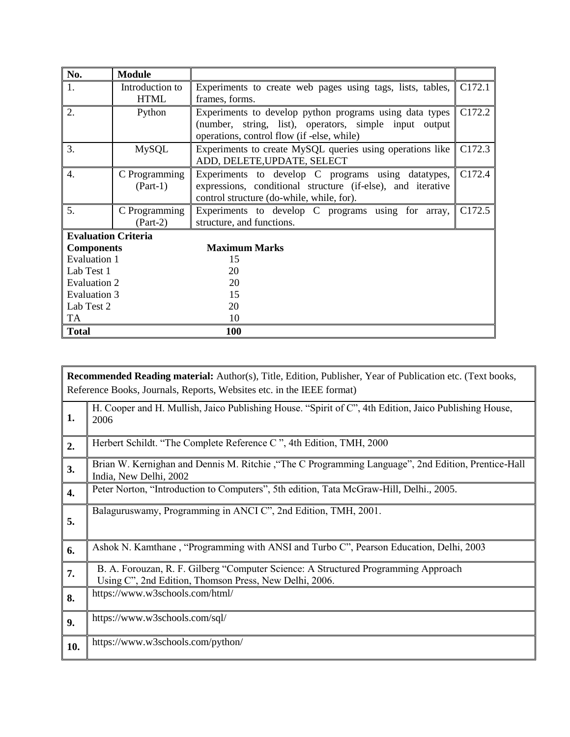| No. | Module | | |
|---|---|---|---|
| 1. | Introduction to HTML | Experiments to create web pages using tags, lists, tables, frames, forms. | C172.1 |
| 2. | Python | Experiments to develop python programs using data types (number, string, list), operators, simple input output operations, control flow (if -else, while) | C172.2 |
| 3. | MySQL | Experiments to create MySQL queries using operations like ADD, DELETE,UPDATE, SELECT | C172.3 |
| 4. | C Programming (Part-1) | Experiments to develop C programs using datatypes, expressions, conditional structure (if-else), and iterative control structure (do-while, while, for). | C172.4 |
| 5. | C Programming (Part-2) | Experiments to develop C programs using for array, structure, and functions. | C172.5 |

**Evaluation Criteria**

| **Components** | **Maximum Marks** |
|---|---|
| Evaluation 1 | 15 |
| Lab Test 1 | 20 |
| Evaluation 2 | 20 |
| Evaluation 3 | 15 |
| Lab Test 2 | 20 |
| TA | 10 |
| **Total** | **100** |

**Recommended Reading material:** Author(s), Title, Edition, Publisher, Year of Publication etc. (Text books, Reference Books, Journals, Reports, Websites etc. in the IEEE format)

| | |
|---|---|
| **1.** | H. Cooper and H. Mullish, Jaico Publishing House. "Spirit of C", 4th Edition, Jaico Publishing House, 2006 |
| **2.** | Herbert Schildt. "The Complete Reference C ", 4th Edition, TMH, 2000 |
| **3.** | Brian W. Kernighan and Dennis M. Ritchie ,"The C Programming Language", 2nd Edition, Prentice-Hall India, New Delhi, 2002 |
| **4.** | Peter Norton, "Introduction to Computers", 5th edition, Tata McGraw-Hill, Delhi., 2005. |
| **5.** | Balaguruswamy, Programming in ANCI C", 2nd Edition, TMH, 2001. |
| **6.** | Ashok N. Kamthane , "Programming with ANSI and Turbo C", Pearson Education, Delhi, 2003 |
| **7.** | B. A. Forouzan, R. F. Gilberg "Computer Science: A Structured Programming Approach Using C", 2nd Edition, Thomson Press, New Delhi, 2006. |
| **8.** | https://www.w3schools.com/html/ |
| **9.** | https://www.w3schools.com/sql/ |
| **10.** | https://www.w3schools.com/python/ |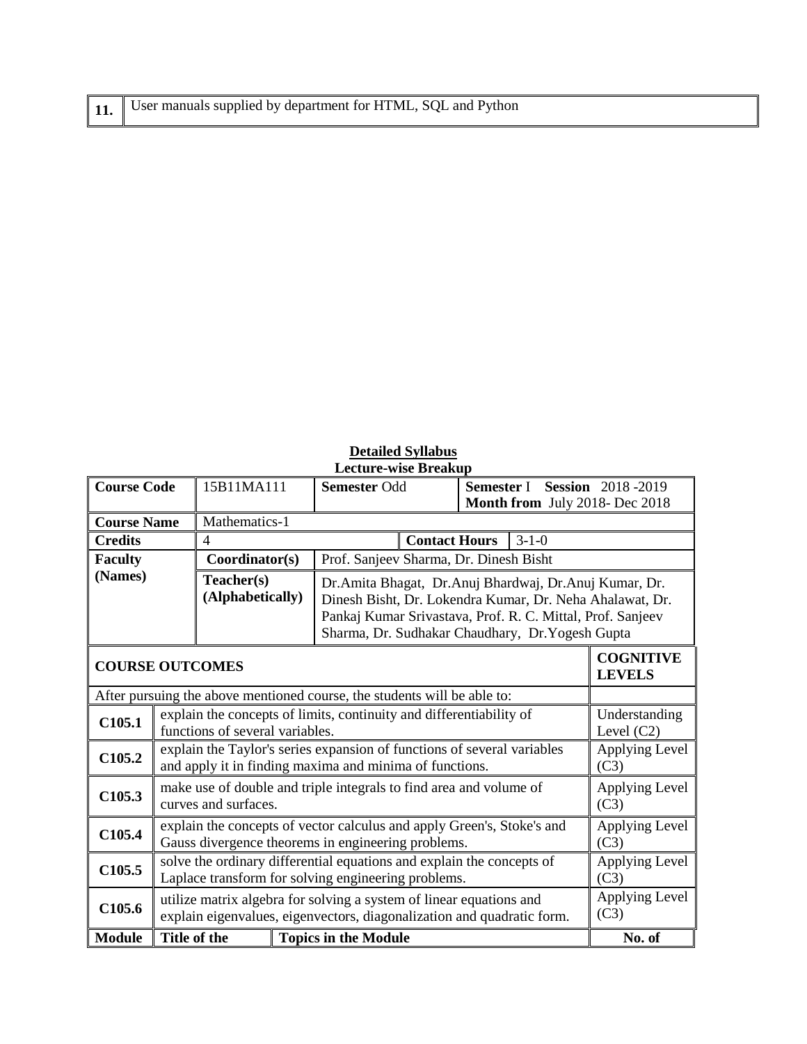| | |
|---|---|
| **11.** | User manuals supplied by department for HTML, SQL and Python |

**Detailed Syllabus**

**Lecture-wise Breakup**

| | | | | |
|---|---|---|---|---|
| **Course Code** | 15B11MA111 | **Semester** Odd | | **Semester** I **Session** 2018 -2019<br>**Month from** July 2018- Dec 2018 |
| **Course Name** | Mathematics-1 | | | |
| **Credits** | 4 | | **Contact Hours** | 3-1-0 |
| **Faculty (Names)** | **Coordinator(s)** | Prof. Sanjeev Sharma, Dr. Dinesh Bisht | | |
| | **Teacher(s) (Alphabetically)** | Dr.Amita Bhagat, Dr.Anuj Bhardwaj, Dr.Anuj Kumar, Dr. Dinesh Bisht, Dr. Lokendra Kumar, Dr. Neha Ahalawat, Dr. Pankaj Kumar Srivastava, Prof. R. C. Mittal, Prof. Sanjeev Sharma, Dr. Sudhakar Chaudhary, Dr.Yogesh Gupta | | |

| **COURSE OUTCOMES** | | **COGNITIVE LEVELS** |
|---|---|---|
| After pursuing the above mentioned course, the students will be able to: | | |
| **C105.1** | explain the concepts of limits, continuity and differentiability of functions of several variables. | Understanding Level (C2) |
| **C105.2** | explain the Taylor's series expansion of functions of several variables and apply it in finding maxima and minima of functions. | Applying Level (C3) |
| **C105.3** | make use of double and triple integrals to find area and volume of curves and surfaces. | Applying Level (C3) |
| **C105.4** | explain the concepts of vector calculus and apply Green's, Stoke's and Gauss divergence theorems in engineering problems. | Applying Level (C3) |
| **C105.5** | solve the ordinary differential equations and explain the concepts of Laplace transform for solving engineering problems. | Applying Level (C3) |
| **C105.6** | utilize matrix algebra for solving a system of linear equations and explain eigenvalues, eigenvectors, diagonalization and quadratic form. | Applying Level (C3) |

| **Module** | **Title of the** | **Topics in the Module** | **No. of** |
|---|---|---|---|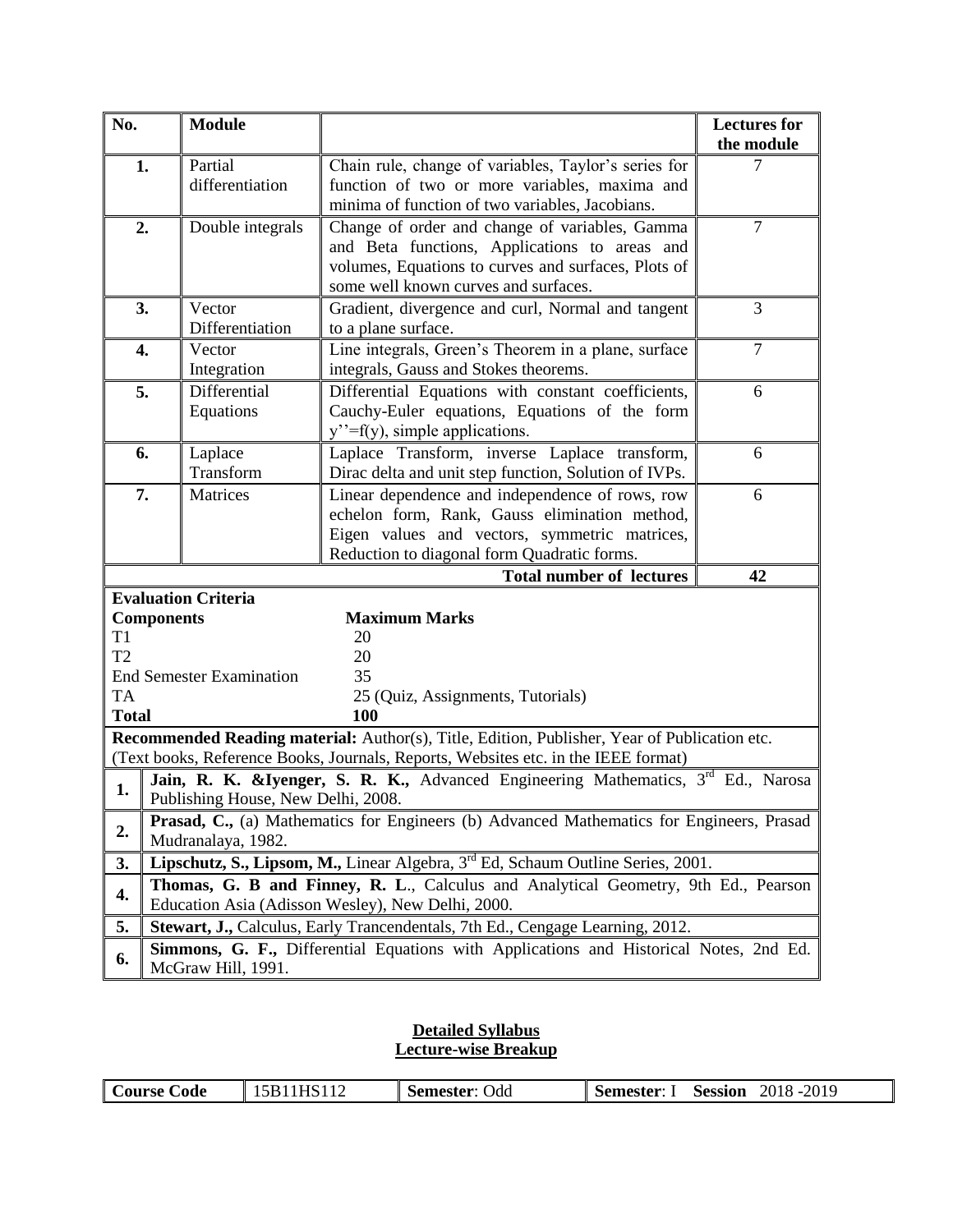| No. | Module | | Lectures for the module |
|---|---|---|---|
| **1.** | Partial differentiation | Chain rule, change of variables, Taylor's series for function of two or more variables, maxima and minima of function of two variables, Jacobians. | 7 |
| **2.** | Double integrals | Change of order and change of variables, Gamma and Beta functions, Applications to areas and volumes, Equations to curves and surfaces, Plots of some well known curves and surfaces. | 7 |
| **3.** | Vector Differentiation | Gradient, divergence and curl, Normal and tangent to a plane surface. | 3 |
| **4.** | Vector Integration | Line integrals, Green's Theorem in a plane, surface integrals, Gauss and Stokes theorems. | 7 |
| **5.** | Differential Equations | Differential Equations with constant coefficients, Cauchy-Euler equations, Equations of the form $y''=f(y)$, simple applications. | 6 |
| **6.** | Laplace Transform | Laplace Transform, inverse Laplace transform, Dirac delta and unit step function, Solution of IVPs. | 6 |
| **7.** | Matrices | Linear dependence and independence of rows, row echelon form, Rank, Gauss elimination method, Eigen values and vectors, symmetric matrices, Reduction to diagonal form Quadratic forms. | 6 |
| | | **Total number of lectures** | **42** |

**Evaluation Criteria**

| **Components** | **Maximum Marks** |
|---|---|
| T1 | 20 |
| T2 | 20 |
| End Semester Examination | 35 |
| TA | 25 (Quiz, Assignments, Tutorials) |
| **Total** | **100** |

**Recommended Reading material:** Author(s), Title, Edition, Publisher, Year of Publication etc. (Text books, Reference Books, Journals, Reports, Websites etc. in the IEEE format)

| | |
|---|---|
| **1.** | **Jain, R. K. &Iyenger, S. R. K.,** Advanced Engineering Mathematics, 3rd Ed., Narosa Publishing House, New Delhi, 2008. |
| **2.** | **Prasad, C.,** (a) Mathematics for Engineers (b) Advanced Mathematics for Engineers, Prasad Mudranalaya, 1982. |
| **3.** | **Lipschutz, S., Lipsom, M.,** Linear Algebra, 3rd Ed, Schaum Outline Series, 2001. |
| **4.** | **Thomas, G. B and Finney, R. L**., Calculus and Analytical Geometry, 9th Ed., Pearson Education Asia (Adisson Wesley), New Delhi, 2000. |
| **5.** | **Stewart, J.,** Calculus, Early Trancendentals, 7th Ed., Cengage Learning, 2012. |
| **6.** | **Simmons, G. F.,** Differential Equations with Applications and Historical Notes, 2nd Ed. McGraw Hill, 1991. |

## Detailed Syllabus
## Lecture-wise Breakup

| **Course Code** | 15B11HS112 | **Semester**: Odd | **Semester**: I **Session** 2018 -2019 |
|---|---|---|---|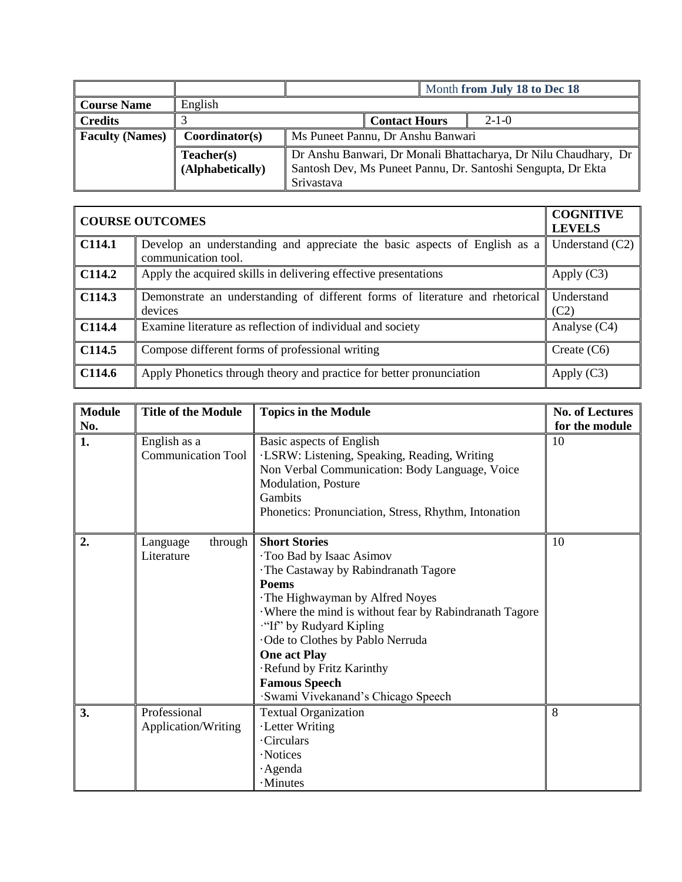| | | | | |
|---|---|---|---|---|
| | | | Month **from July 18 to Dec 18** | |
| **Course Name** | English | | | |
| **Credits** | 3 | | **Contact Hours** | 2-1-0 |
| **Faculty (Names)** | **Coordinator(s)** | Ms Puneet Pannu, Dr Anshu Banwari | | |
| | **Teacher(s) (Alphabetically)** | Dr Anshu Banwari, Dr Monali Bhattacharya, Dr Nilu Chaudhary, Dr Santosh Dev, Ms Puneet Pannu, Dr. Santoshi Sengupta, Dr Ekta Srivastava | | |

| **COURSE OUTCOMES** | | **COGNITIVE LEVELS** |
|---|---|---|
| **C114.1** | Develop an understanding and appreciate the basic aspects of English as a communication tool. | Understand (C2) |
| **C114.2** | Apply the acquired skills in delivering effective presentations | Apply (C3) |
| **C114.3** | Demonstrate an understanding of different forms of literature and rhetorical devices | Understand (C2) |
| **C114.4** | Examine literature as reflection of individual and society | Analyse (C4) |
| **C114.5** | Compose different forms of professional writing | Create (C6) |
| **C114.6** | Apply Phonetics through theory and practice for better pronunciation | Apply (C3) |

| **Module No.** | **Title of the Module** | **Topics in the Module** | **No. of Lectures for the module** |
|---|---|---|---|
| **1.** | English as a Communication Tool | Basic aspects of English<br>·LSRW: Listening, Speaking, Reading, Writing<br>Non Verbal Communication: Body Language, Voice Modulation, Posture<br>Gambits<br>Phonetics: Pronunciation, Stress, Rhythm, Intonation | 10 |
| **2.** | Language through Literature | **Short Stories**<br>·Too Bad by Isaac Asimov<br>·The Castaway by Rabindranath Tagore<br>**Poems**<br>·The Highwayman by Alfred Noyes<br>·Where the mind is without fear by Rabindranath Tagore<br>·"If" by Rudyard Kipling<br>·Ode to Clothes by Pablo Nerruda<br>**One act Play**<br>·Refund by Fritz Karinthy<br>**Famous Speech**<br>·Swami Vivekanand's Chicago Speech | 10 |
| **3.** | Professional Application/Writing | Textual Organization<br>·Letter Writing<br>·Circulars<br>·Notices<br>·Agenda<br>·Minutes | 8 |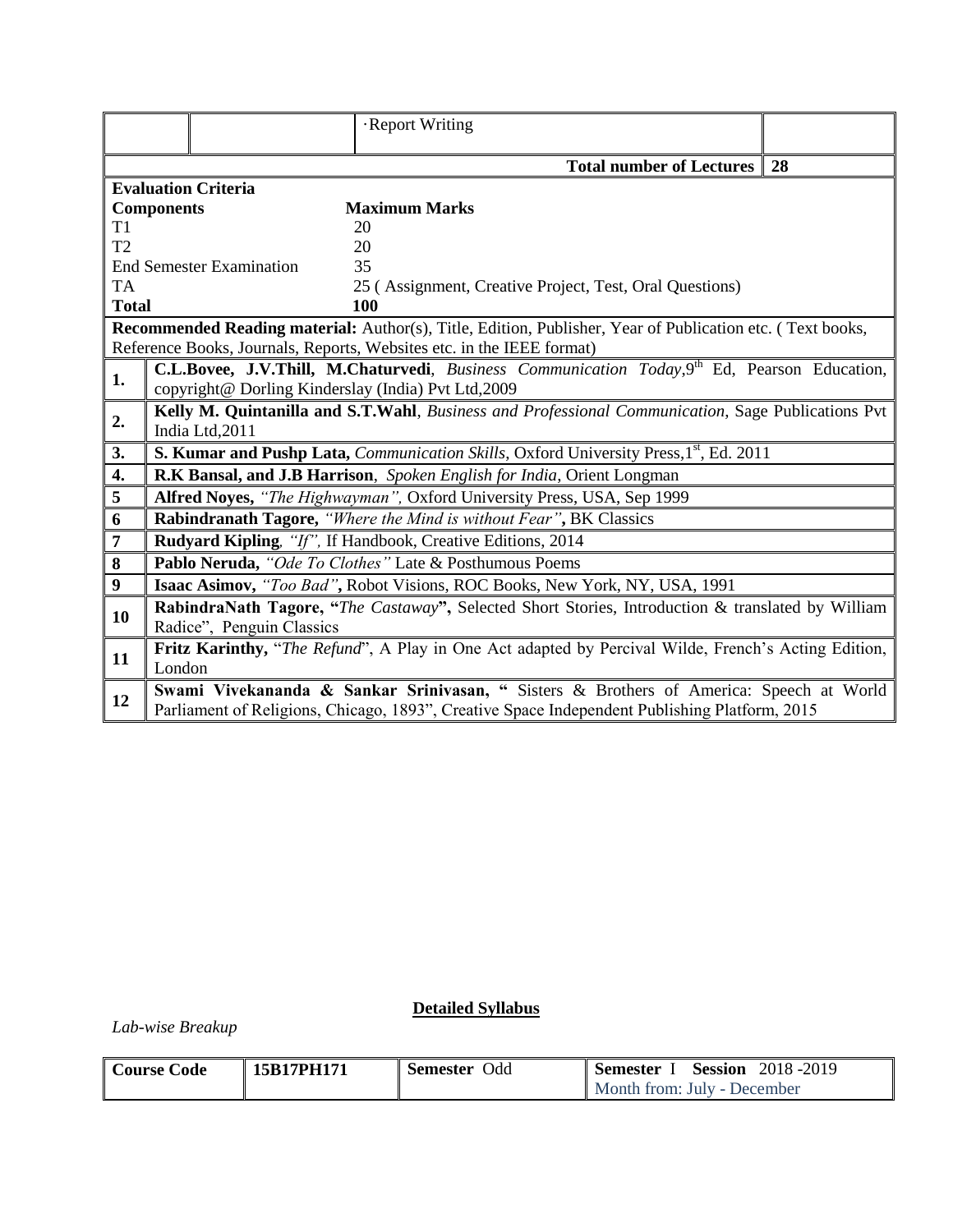| | | | |
|---|---|---|---|
| | | ·Report Writing | |
| **Total number of Lectures** | | | **28** |

**Evaluation Criteria**

| **Components** | **Maximum Marks** |
|---|---|
| T1 | 20 |
| T2 | 20 |
| End Semester Examination | 35 |
| TA | 25 ( Assignment, Creative Project, Test, Oral Questions) |
| **Total** | **100** |

**Recommended Reading material:** Author(s), Title, Edition, Publisher, Year of Publication etc. ( Text books, Reference Books, Journals, Reports, Websites etc. in the IEEE format)

| | |
|---|---|
| **1.** | **C.L.Bovee, J.V.Thill, M.Chaturvedi**, *Business Communication Today*,9th Ed, Pearson Education, copyright@ Dorling Kinderslay (India) Pvt Ltd,2009 |
| **2.** | **Kelly M. Quintanilla and S.T.Wahl**, *Business and Professional Communication*, Sage Publications Pvt India Ltd,2011 |
| **3.** | **S. Kumar and Pushp Lata,** *Communication Skills*, Oxford University Press,1st, Ed. 2011 |
| **4.** | **R.K Bansal, and J.B Harrison**, *Spoken English for India*, Orient Longman |
| **5** | **Alfred Noyes,** *"The Highwayman",* Oxford University Press, USA, Sep 1999 |
| **6** | **Rabindranath Tagore,** *"Where the Mind is without Fear"***,** BK Classics |
| **7** | **Rudyard Kipling***, "If",* If Handbook, Creative Editions, 2014 |
| **8** | **Pablo Neruda,** *"Ode To Clothes"* Late & Posthumous Poems |
| **9** | **Isaac Asimov,** *"Too Bad"***,** Robot Visions, ROC Books, New York, NY, USA, 1991 |
| **10** | **RabindraNath Tagore, "***The Castaway***",** Selected Short Stories, Introduction & translated by William Radice", Penguin Classics |
| **11** | **Fritz Karinthy,** "*The Refund*", A Play in One Act adapted by Percival Wilde, French's Acting Edition, London |
| **12** | **Swami Vivekananda & Sankar Srinivasan, "** Sisters & Brothers of America: Speech at World Parliament of Religions, Chicago, 1893", Creative Space Independent Publishing Platform, 2015 |

**Detailed Syllabus**

*Lab-wise Breakup*

| **Course Code** | **15B17PH171** | **Semester** Odd | **Semester** I **Session** 2018 -2019<br>Month from: July - December |
|---|---|---|---|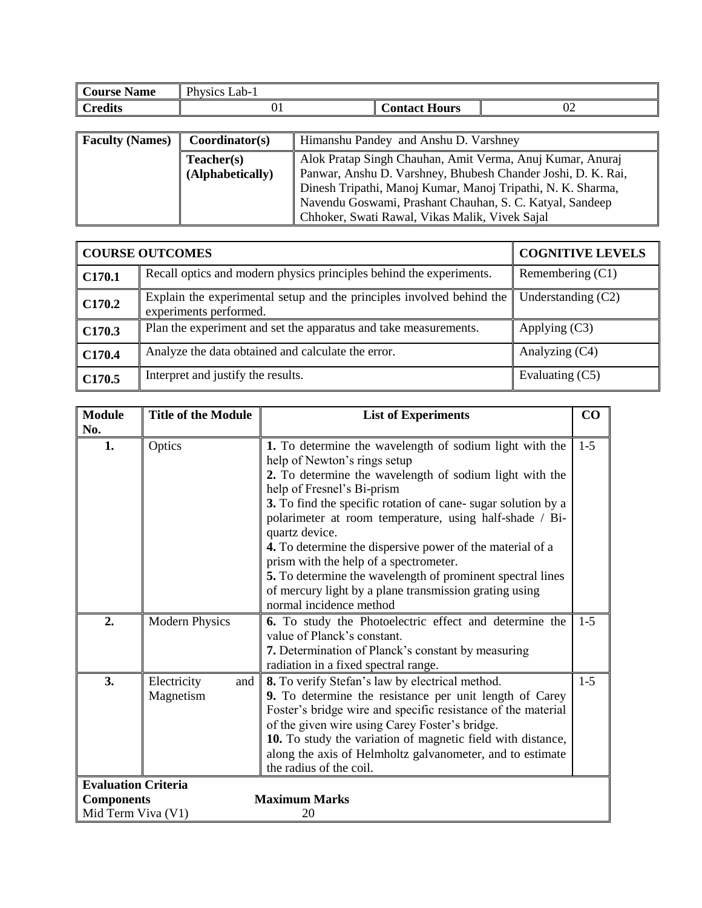| Course Name | Physics Lab-1 | | |
|---|---|---|---|
| Credits | 01 | Contact Hours | 02 |

| Faculty (Names) | Coordinator(s) | Himanshu Pandey and Anshu D. Varshney |
|---|---|---|
| | Teacher(s) (Alphabetically) | Alok Pratap Singh Chauhan, Amit Verma, Anuj Kumar, Anuraj Panwar, Anshu D. Varshney, Bhubesh Chander Joshi, D. K. Rai, Dinesh Tripathi, Manoj Kumar, Manoj Tripathi, N. K. Sharma, Navendu Goswami, Prashant Chauhan, S. C. Katyal, Sandeep Chhoker, Swati Rawal, Vikas Malik, Vivek Sajal |

| COURSE OUTCOMES | | COGNITIVE LEVELS |
|---|---|---|
| C170.1 | Recall optics and modern physics principles behind the experiments. | Remembering (C1) |
| C170.2 | Explain the experimental setup and the principles involved behind the experiments performed. | Understanding (C2) |
| C170.3 | Plan the experiment and set the apparatus and take measurements. | Applying (C3) |
| C170.4 | Analyze the data obtained and calculate the error. | Analyzing (C4) |
| C170.5 | Interpret and justify the results. | Evaluating (C5) |

| Module No. | Title of the Module | List of Experiments | CO |
|---|---|---|---|
| 1. | Optics | **1.** To determine the wavelength of sodium light with the help of Newton's rings setup<br>**2.** To determine the wavelength of sodium light with the help of Fresnel's Bi-prism<br>**3.** To find the specific rotation of cane- sugar solution by a polarimeter at room temperature, using half-shade / Bi-quartz device.<br>**4.** To determine the dispersive power of the material of a prism with the help of a spectrometer.<br>**5.** To determine the wavelength of prominent spectral lines of mercury light by a plane transmission grating using normal incidence method | 1-5 |
| 2. | Modern Physics | **6.** To study the Photoelectric effect and determine the value of Planck's constant.<br>**7.** Determination of Planck's constant by measuring radiation in a fixed spectral range. | 1-5 |
| 3. | Electricity and Magnetism | **8.** To verify Stefan's law by electrical method.<br>**9.** To determine the resistance per unit length of Carey Foster's bridge wire and specific resistance of the material of the given wire using Carey Foster's bridge.<br>**10.** To study the variation of magnetic field with distance, along the axis of Helmholtz galvanometer, and to estimate the radius of the coil. | 1-5 |

**Evaluation Criteria**

| Components | Maximum Marks |
|---|---|
| Mid Term Viva (V1) | 20 |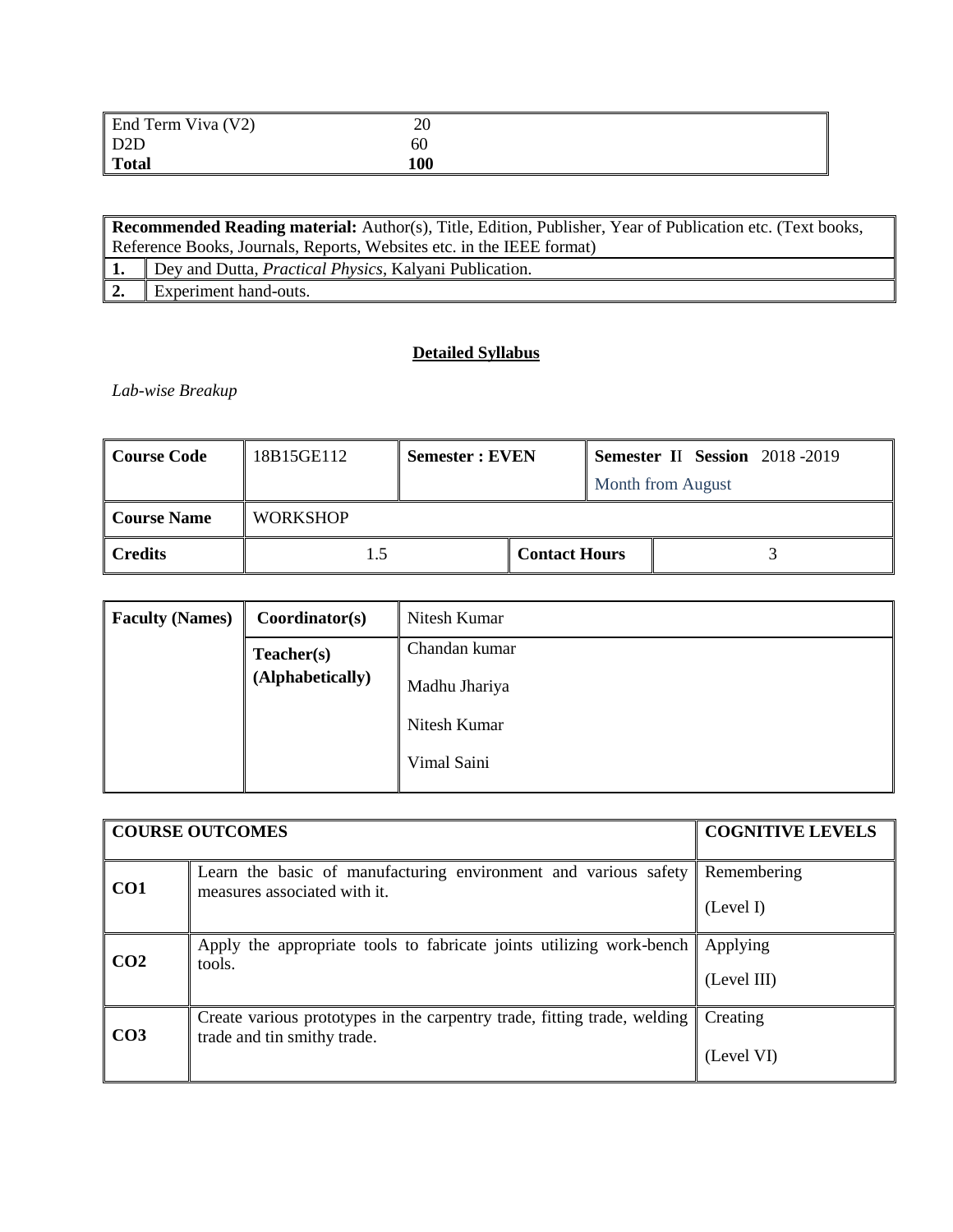| | |
|---|---|
| End Term Viva (V2) | 20 |
| D2D | 60 |
| **Total** | **100** |

| | |
|---|---|
| **Recommended Reading material:** Author(s), Title, Edition, Publisher, Year of Publication etc. (Text books, Reference Books, Journals, Reports, Websites etc. in the IEEE format) | |
| **1.** | Dey and Dutta, *Practical Physics*, Kalyani Publication. |
| **2.** | Experiment hand-outs. |

**Detailed Syllabus**

*Lab-wise Breakup*

| | | | |
|---|---|---|---|
| **Course Code** | 18B15GE112 | **Semester : EVEN** | **Semester** II **Session** 2018 -2019<br>Month from August |
| **Course Name** | WORKSHOP | | |
| **Credits** | 1.5 | **Contact Hours** | 3 |

| | | |
|---|---|---|
| **Faculty (Names)** | **Coordinator(s)** | Nitesh Kumar |
| | **Teacher(s) (Alphabetically)** | Chandan kumar<br>Madhu Jhariya<br>Nitesh Kumar<br>Vimal Saini |

| **COURSE OUTCOMES** | | **COGNITIVE LEVELS** |
|---|---|---|
| **CO1** | Learn the basic of manufacturing environment and various safety measures associated with it. | Remembering<br>(Level I) |
| **CO2** | Apply the appropriate tools to fabricate joints utilizing work-bench tools. | Applying<br>(Level III) |
| **CO3** | Create various prototypes in the carpentry trade, fitting trade, welding trade and tin smithy trade. | Creating<br>(Level VI) |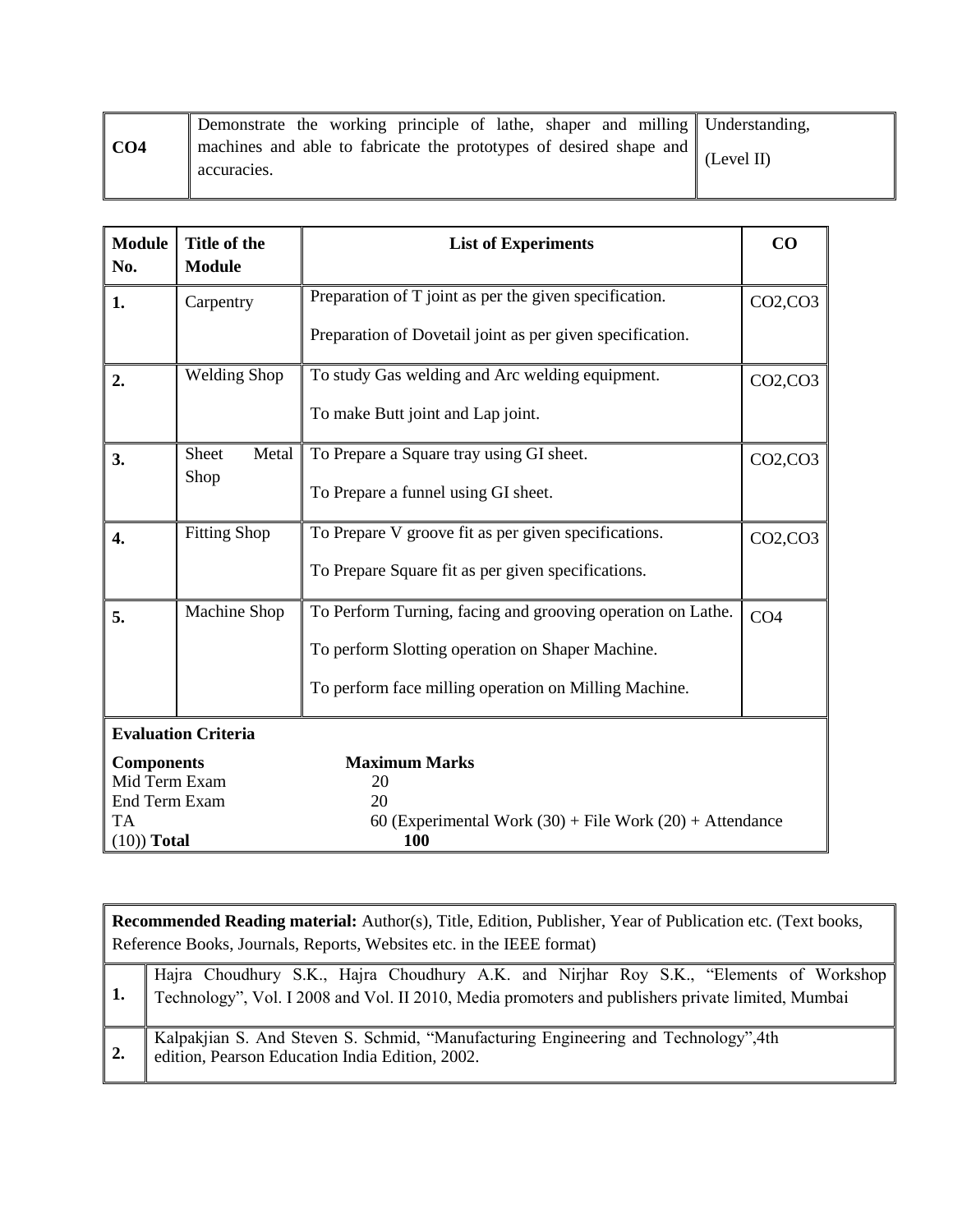| | | |
|---|---|---|
| **CO4** | Demonstrate the working principle of lathe, shaper and milling machines and able to fabricate the prototypes of desired shape and accuracies. | Understanding, (Level II) |

| **Module No.** | **Title of the Module** | **List of Experiments** | **CO** |
|---|---|---|---|
| **1.** | Carpentry | Preparation of T joint as per the given specification.<br><br>Preparation of Dovetail joint as per given specification. | CO2,CO3 |
| **2.** | Welding Shop | To study Gas welding and Arc welding equipment.<br><br>To make Butt joint and Lap joint. | CO2,CO3 |
| **3.** | Sheet Metal Shop | To Prepare a Square tray using GI sheet.<br><br>To Prepare a funnel using GI sheet. | CO2,CO3 |
| **4.** | Fitting Shop | To Prepare V groove fit as per given specifications.<br><br>To Prepare Square fit as per given specifications. | CO2,CO3 |
| **5.** | Machine Shop | To Perform Turning, facing and grooving operation on Lathe.<br><br>To perform Slotting operation on Shaper Machine.<br><br>To perform face milling operation on Milling Machine. | CO4 |

**Evaluation Criteria**

| **Components** | **Maximum Marks** |
|---|---|
| Mid Term Exam | 20 |
| End Term Exam | 20 |
| TA | 60 (Experimental Work (30) + File Work (20) + Attendance (10)) |
| **Total** | **100** |

| **Recommended Reading material:** Author(s), Title, Edition, Publisher, Year of Publication etc. (Text books, Reference Books, Journals, Reports, Websites etc. in the IEEE format) | |
|---|---|
| **1.** | Hajra Choudhury S.K., Hajra Choudhury A.K. and Nirjhar Roy S.K., "Elements of Workshop Technology", Vol. I 2008 and Vol. II 2010, Media promoters and publishers private limited, Mumbai |
| **2.** | Kalpakjian S. And Steven S. Schmid, "Manufacturing Engineering and Technology",4th edition, Pearson Education India Edition, 2002. |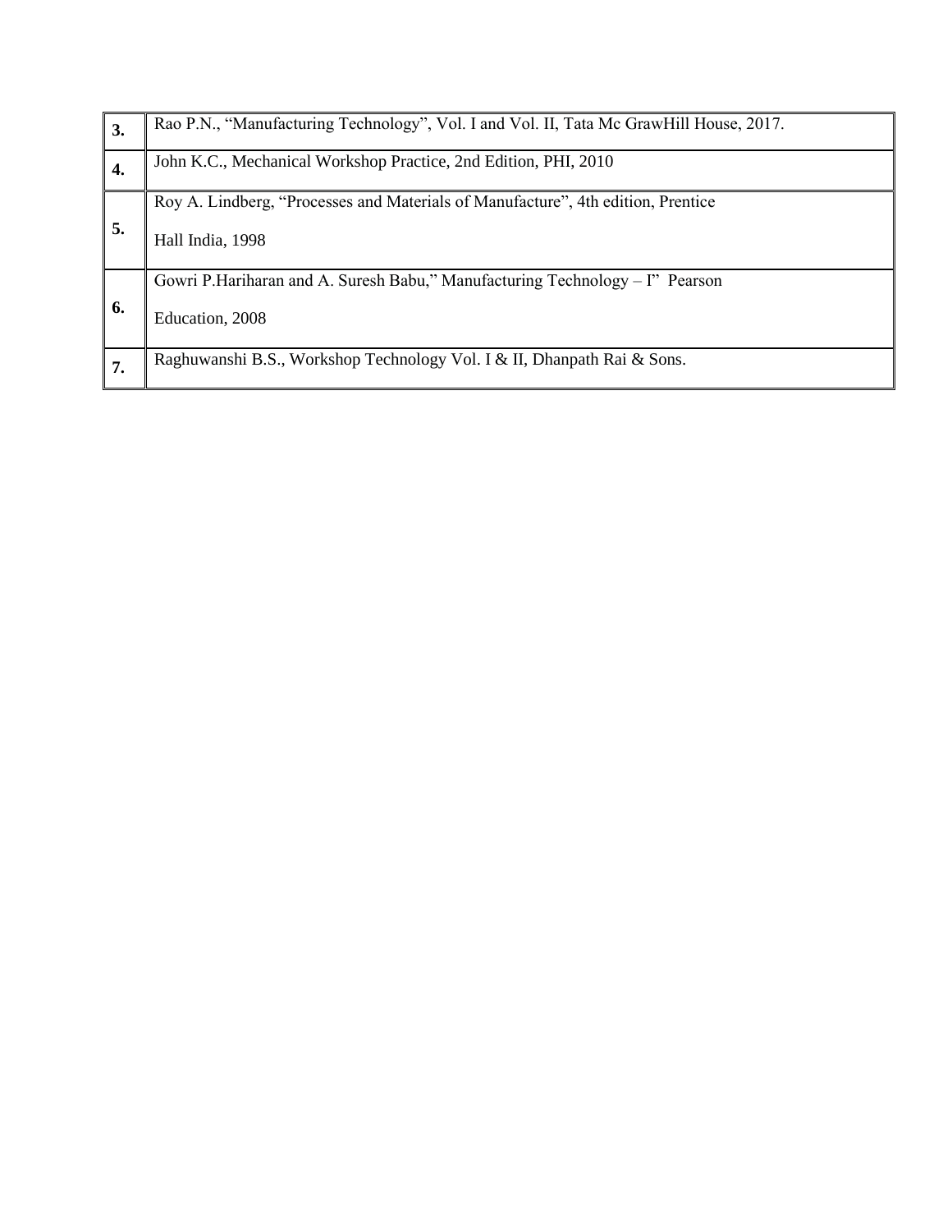| | |
|---|---|
| **3.** | Rao P.N., "Manufacturing Technology", Vol. I and Vol. II, Tata Mc GrawHill House, 2017. |
| **4.** | John K.C., Mechanical Workshop Practice, 2nd Edition, PHI, 2010 |
| **5.** | Roy A. Lindberg, "Processes and Materials of Manufacture", 4th edition, Prentice Hall India, 1998 |
| **6.** | Gowri P.Hariharan and A. Suresh Babu," Manufacturing Technology – I" Pearson Education, 2008 |
| **7.** | Raghuwanshi B.S., Workshop Technology Vol. I & II, Dhanpath Rai & Sons. |